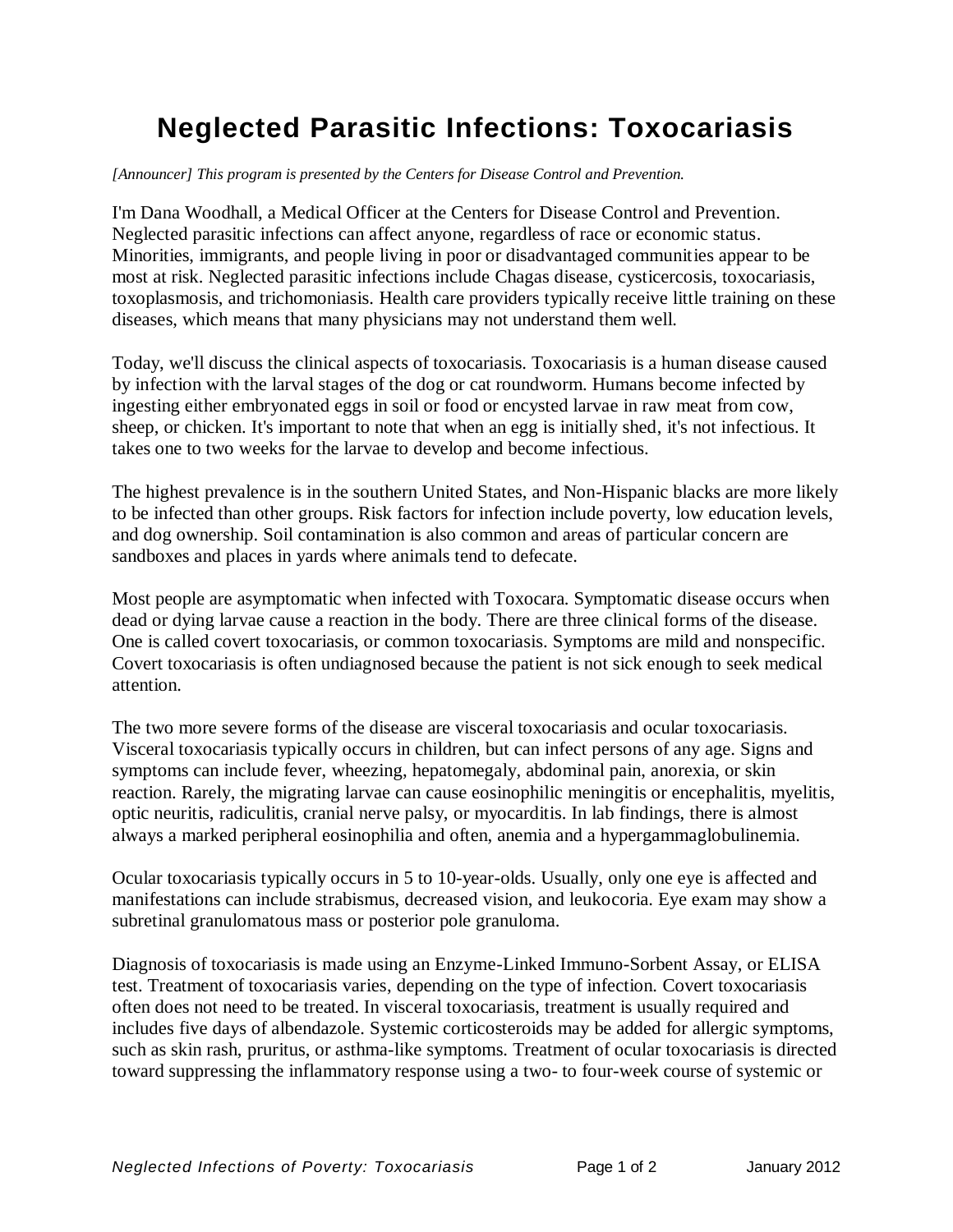# Neglected Parasitic Infections: Toxocariasis

*[Announcer] This program is presented by the Centers for Disease Control and Prevention.*

I'm Dana Woodhall, a Medical Officer at the Centers for Disease Control and Prevention. Neglected parasitic infections can affect anyone, regardless of race or economic status. Minorities, immigrants, and people living in poor or disadvantaged communities appear to be most at risk. Neglected parasitic infections include Chagas disease, cysticercosis, toxocariasis, toxoplasmosis, and trichomoniasis. Health care providers typically receive little training on these diseases, which means that many physicians may not understand them well.

Today, we'll discuss the clinical aspects of toxocariasis. Toxocariasis is a human disease caused by infection with the larval stages of the dog or cat roundworm. Humans become infected by ingesting either embryonated eggs in soil or food or encysted larvae in raw meat from cow, sheep, or chicken. It's important to note that when an egg is initially shed, it's not infectious. It takes one to two weeks for the larvae to develop and become infectious.

The highest prevalence is in the southern United States, and Non-Hispanic blacks are more likely to be infected than other groups. Risk factors for infection include poverty, low education levels, and dog ownership. Soil contamination is also common and areas of particular concern are sandboxes and places in yards where animals tend to defecate.

Most people are asymptomatic when infected with Toxocara. Symptomatic disease occurs when dead or dying larvae cause a reaction in the body. There are three clinical forms of the disease. One is called covert toxocariasis, or common toxocariasis. Symptoms are mild and nonspecific. Covert toxocariasis is often undiagnosed because the patient is not sick enough to seek medical attention.

The two more severe forms of the disease are visceral toxocariasis and ocular toxocariasis. Visceral toxocariasis typically occurs in children, but can infect persons of any age. Signs and symptoms can include fever, wheezing, hepatomegaly, abdominal pain, anorexia, or skin reaction. Rarely, the migrating larvae can cause eosinophilic meningitis or encephalitis, myelitis, optic neuritis, radiculitis, cranial nerve palsy, or myocarditis. In lab findings, there is almost always a marked peripheral eosinophilia and often, anemia and a hypergammaglobulinemia.

Ocular toxocariasis typically occurs in 5 to 10-year-olds. Usually, only one eye is affected and manifestations can include strabismus, decreased vision, and leukocoria. Eye exam may show a subretinal granulomatous mass or posterior pole granuloma.

Diagnosis of toxocariasis is made using an Enzyme-Linked Immuno-Sorbent Assay, or ELISA test. Treatment of toxocariasis varies, depending on the type of infection. Covert toxocariasis often does not need to be treated. In visceral toxocariasis, treatment is usually required and includes five days of albendazole. Systemic corticosteroids may be added for allergic symptoms, such as skin rash, pruritus, or asthma-like symptoms. Treatment of ocular toxocariasis is directed toward suppressing the inflammatory response using a two- to four-week course of systemic or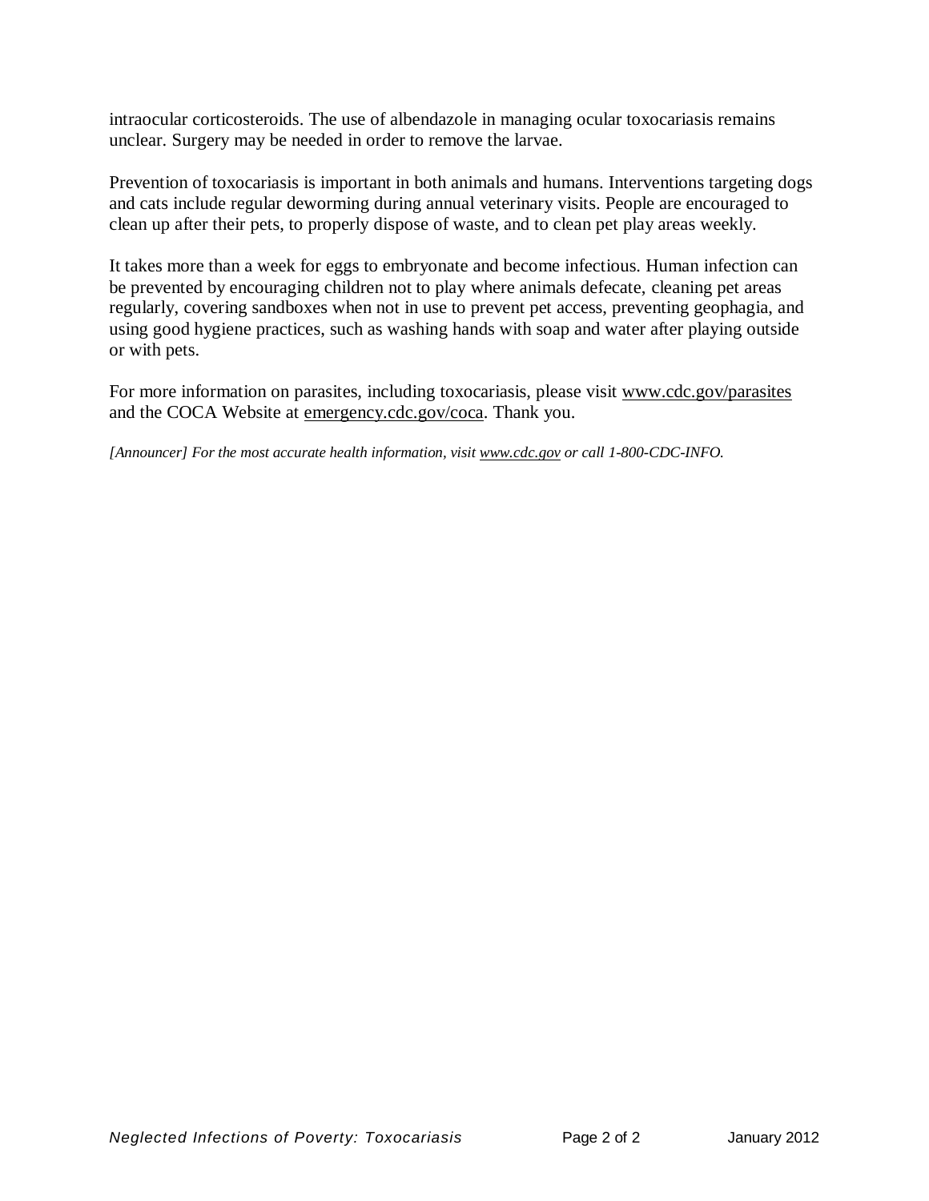intraocular corticosteroids. The use of albendazole in managing ocular toxocariasis remains unclear. Surgery may be needed in order to remove the larvae.

Prevention of toxocariasis is important in both animals and humans. Interventions targeting dogs and cats include regular deworming during annual veterinary visits. People are encouraged to clean up after their pets, to properly dispose of waste, and to clean pet play areas weekly.

It takes more than a week for eggs to embryonate and become infectious. Human infection can be prevented by encouraging children not to play where animals defecate, cleaning pet areas regularly, covering sandboxes when not in use to prevent pet access, preventing geophagia, and using good hygiene practices, such as washing hands with soap and water after playing outside or with pets.

For more information on parasites, including toxocariasis, please visit www.cdc.gov/parasites and the COCA Website at emergency.cdc.gov/coca. Thank you.

*[Announcer] For the most accurate health information, visit www.cdc.gov or call 1-800-CDC-INFO.*